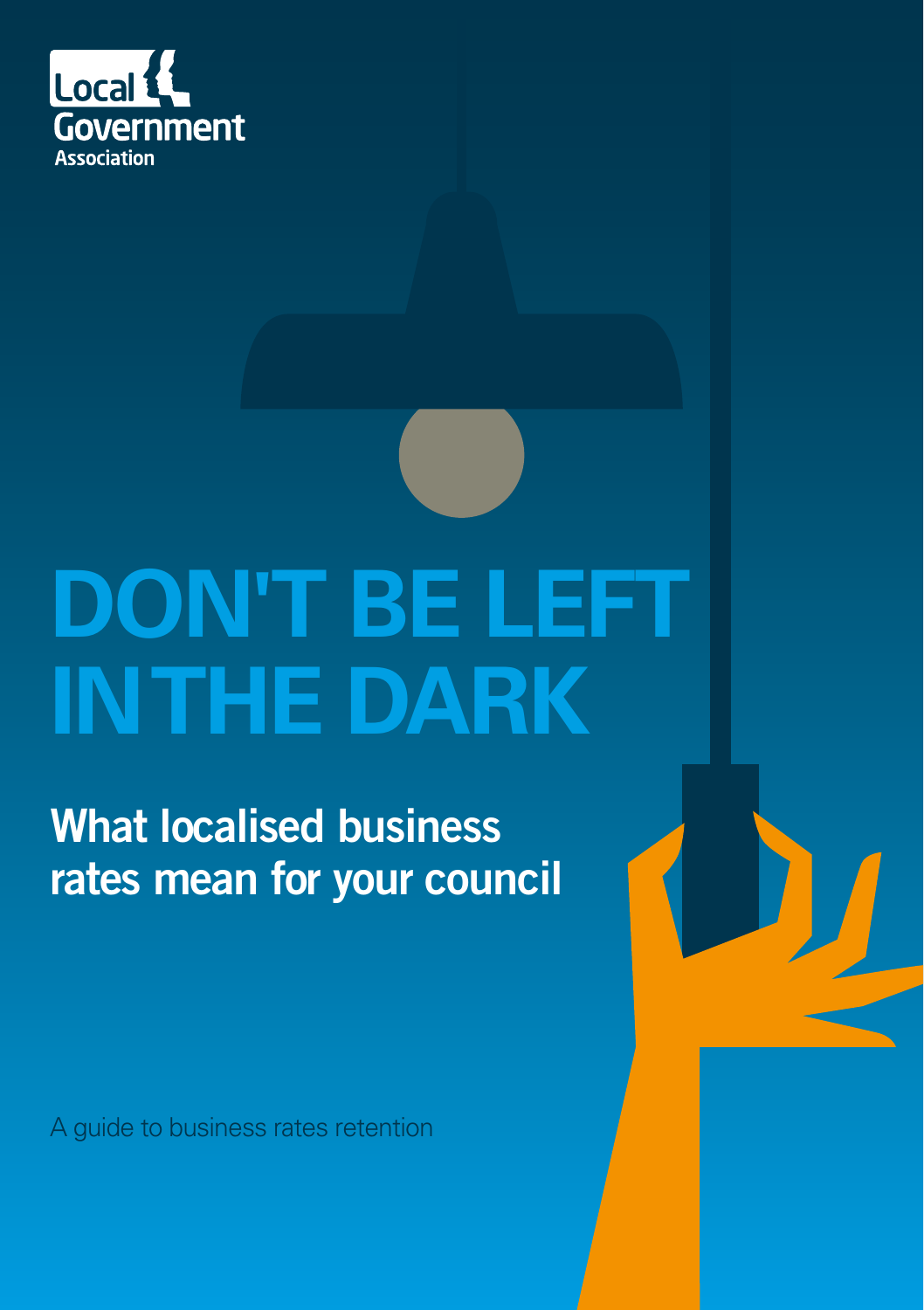Local Government Association

# DON'T BE LEFT IN THE DARK

## What localised business rates mean for your council

A guide to business rates retention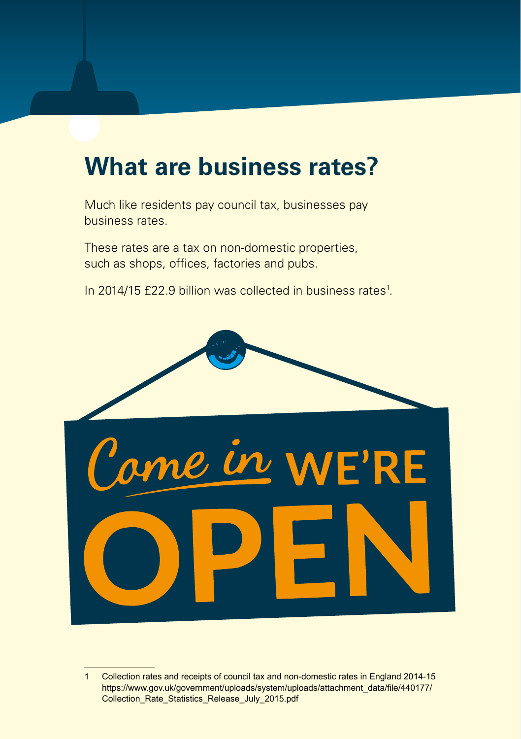# What are business rates?

Much like residents pay council tax, businesses pay business rates.

These rates are a tax on non-domestic properties, such as shops, offices, factories and pubs.

In 2014/15 £22.9 billion was collected in business rates[1].

Come in WE'RE OPEN

---

1 Collection rates and receipts of council tax and non-domestic rates in England 2014-15 https://www.gov.uk/government/uploads/system/uploads/attachment_data/file/440177/Collection_Rate_Statistics_Release_July_2015.pdf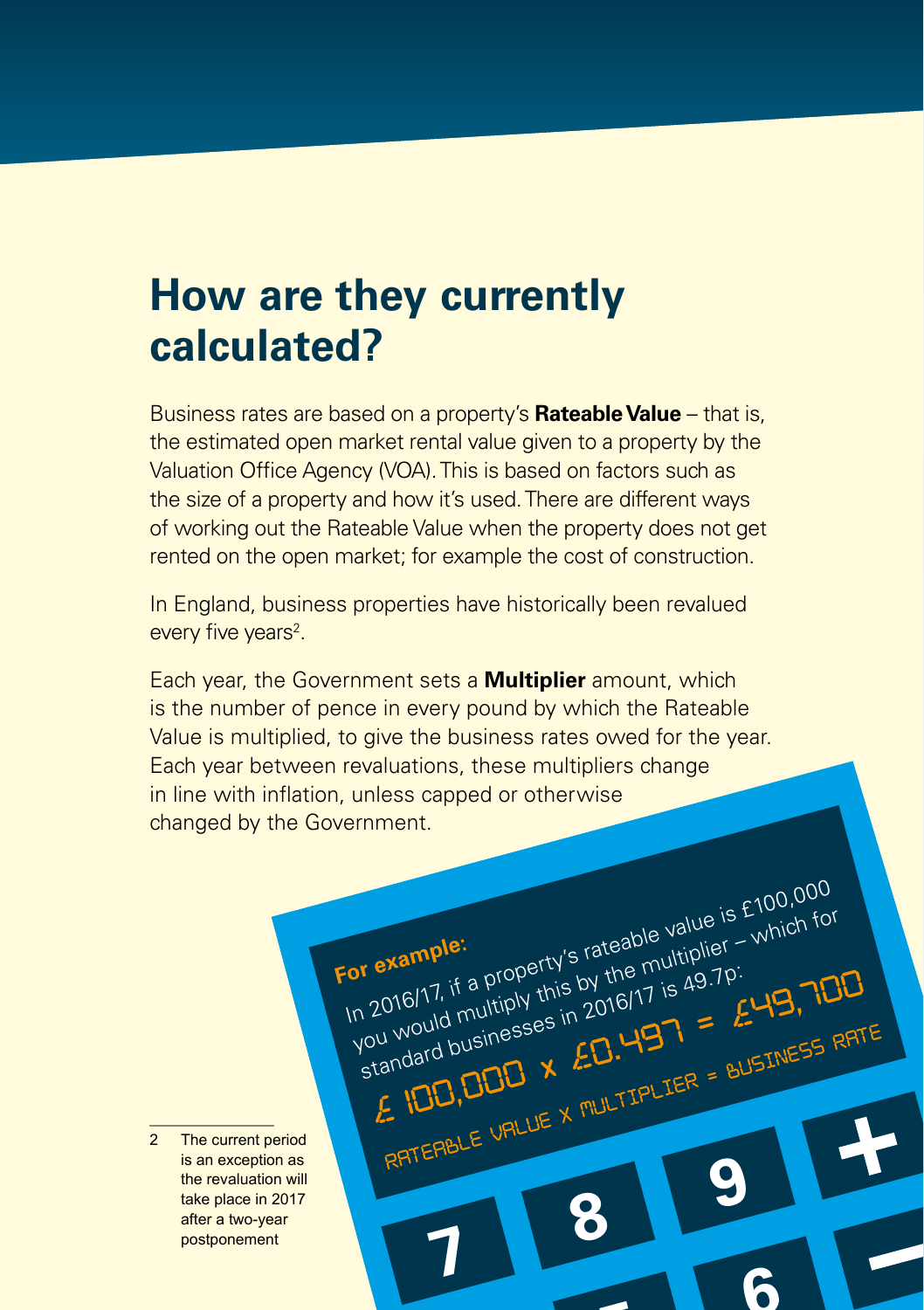# How are they currently calculated?

Business rates are based on a property's **Rateable Value** – that is, the estimated open market rental value given to a property by the Valuation Office Agency (VOA). This is based on factors such as the size of a property and how it's used. There are different ways of working out the Rateable Value when the property does not get rented on the open market; for example the cost of construction.

In England, business properties have historically been revalued every five years[2].

Each year, the Government sets a **Multiplier** amount, which is the number of pence in every pound by which the Rateable Value is multiplied, to give the business rates owed for the year. Each year between revaluations, these multipliers change in line with inflation, unless capped or otherwise changed by the Government.

**For example:**

In 2016/17, if a property's rateable value is £100,000 you would multiply this by the multiplier – which for standard businesses in 2016/17 is 49.7p:

£100,000 x £0.497 = £49,700

RATEABLE VALUE X MULTIPLIER = BUSINESS RATE

2 The current period is an exception as the revaluation will take place in 2017 after a two-year postponement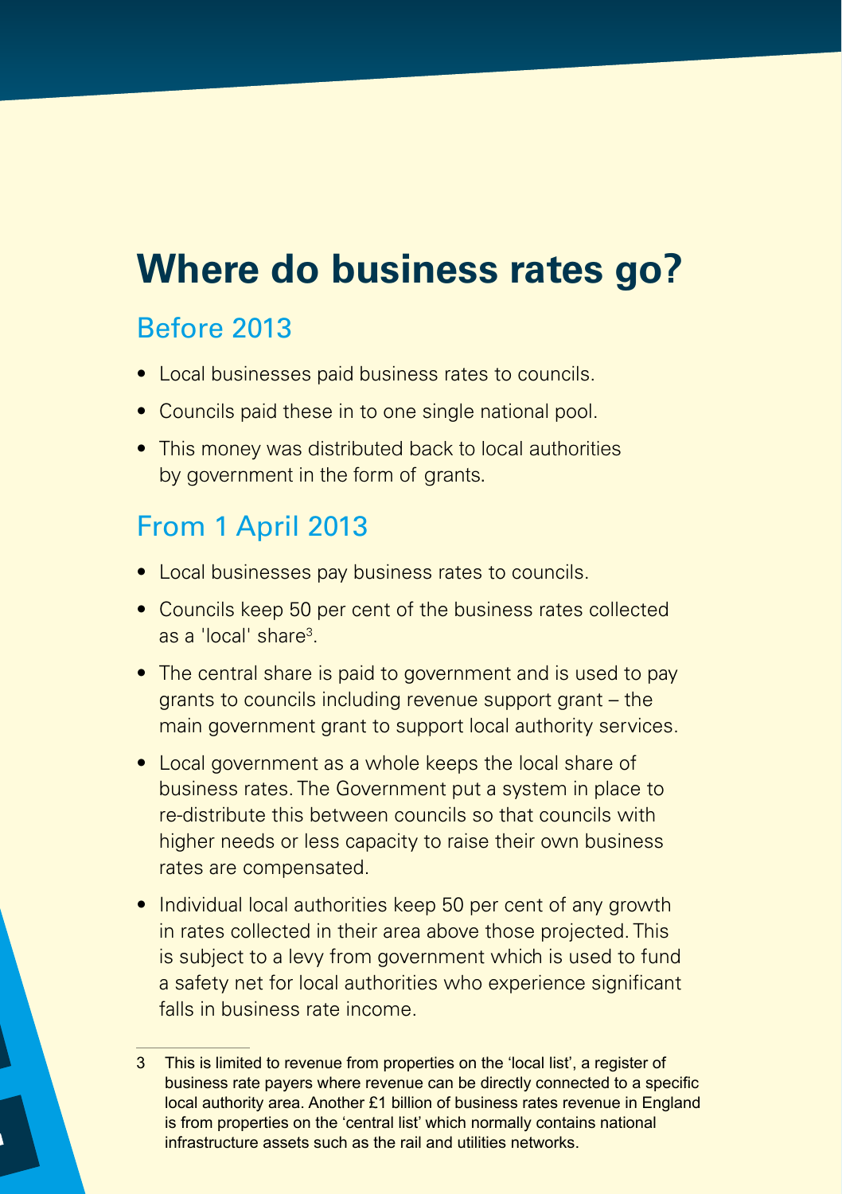# Where do business rates go?

## Before 2013

- Local businesses paid business rates to councils.
- Councils paid these in to one single national pool.
- This money was distributed back to local authorities by government in the form of grants.

## From 1 April 2013

- Local businesses pay business rates to councils.
- Councils keep 50 per cent of the business rates collected as a 'local' share[3].
- The central share is paid to government and is used to pay grants to councils including revenue support grant – the main government grant to support local authority services.
- Local government as a whole keeps the local share of business rates. The Government put a system in place to re-distribute this between councils so that councils with higher needs or less capacity to raise their own business rates are compensated.
- Individual local authorities keep 50 per cent of any growth in rates collected in their area above those projected. This is subject to a levy from government which is used to fund a safety net for local authorities who experience significant falls in business rate income.

---

3 This is limited to revenue from properties on the 'local list', a register of business rate payers where revenue can be directly connected to a specific local authority area. Another £1 billion of business rates revenue in England is from properties on the 'central list' which normally contains national infrastructure assets such as the rail and utilities networks.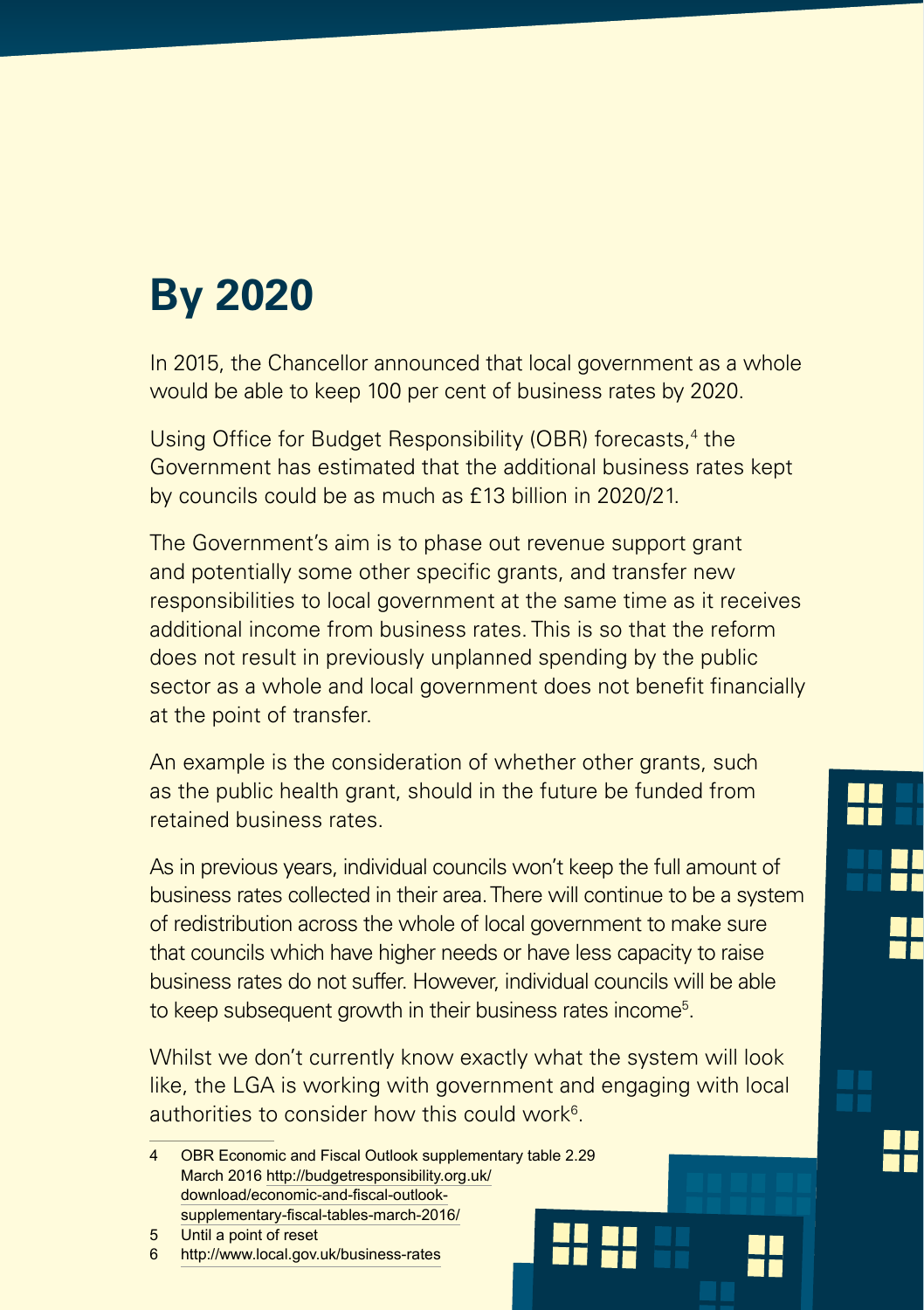# By 2020

In 2015, the Chancellor announced that local government as a whole would be able to keep 100 per cent of business rates by 2020.

Using Office for Budget Responsibility (OBR) forecasts,[4] the Government has estimated that the additional business rates kept by councils could be as much as £13 billion in 2020/21.

The Government's aim is to phase out revenue support grant and potentially some other specific grants, and transfer new responsibilities to local government at the same time as it receives additional income from business rates. This is so that the reform does not result in previously unplanned spending by the public sector as a whole and local government does not benefit financially at the point of transfer.

An example is the consideration of whether other grants, such as the public health grant, should in the future be funded from retained business rates.

As in previous years, individual councils won't keep the full amount of business rates collected in their area. There will continue to be a system of redistribution across the whole of local government to make sure that councils which have higher needs or have less capacity to raise business rates do not suffer. However, individual councils will be able to keep subsequent growth in their business rates income[5].

Whilst we don't currently know exactly what the system will look like, the LGA is working with government and engaging with local authorities to consider how this could work[6].

4 OBR Economic and Fiscal Outlook supplementary table 2.29 March 2016 http://budgetresponsibility.org.uk/download/economic-and-fiscal-outlook-supplementary-fiscal-tables-march-2016/

5 Until a point of reset

6 http://www.local.gov.uk/business-rates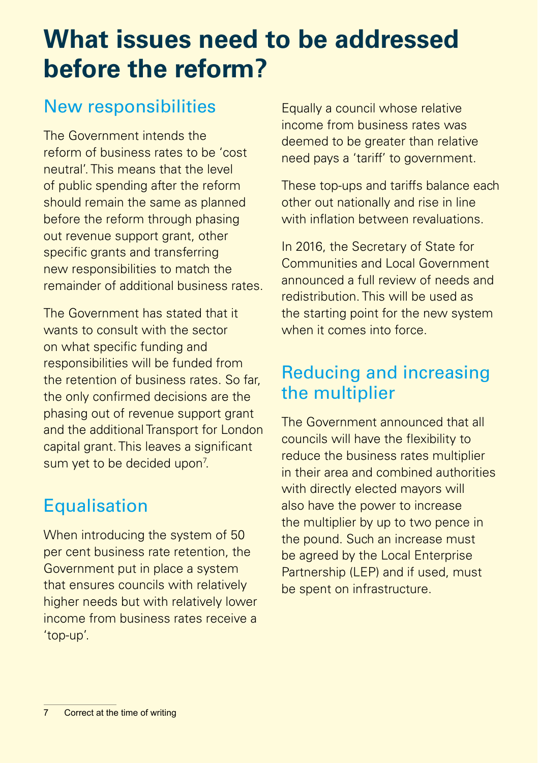# What issues need to be addressed before the reform?

## New responsibilities

The Government intends the reform of business rates to be 'cost neutral'. This means that the level of public spending after the reform should remain the same as planned before the reform through phasing out revenue support grant, other specific grants and transferring new responsibilities to match the remainder of additional business rates.

The Government has stated that it wants to consult with the sector on what specific funding and responsibilities will be funded from the retention of business rates. So far, the only confirmed decisions are the phasing out of revenue support grant and the additional Transport for London capital grant. This leaves a significant sum yet to be decided upon[7].

## Equalisation

When introducing the system of 50 per cent business rate retention, the Government put in place a system that ensures councils with relatively higher needs but with relatively lower income from business rates receive a 'top-up'.

Equally a council whose relative income from business rates was deemed to be greater than relative need pays a 'tariff' to government.

These top-ups and tariffs balance each other out nationally and rise in line with inflation between revaluations.

In 2016, the Secretary of State for Communities and Local Government announced a full review of needs and redistribution. This will be used as the starting point for the new system when it comes into force.

## Reducing and increasing the multiplier

The Government announced that all councils will have the flexibility to reduce the business rates multiplier in their area and combined authorities with directly elected mayors will also have the power to increase the multiplier by up to two pence in the pound. Such an increase must be agreed by the Local Enterprise Partnership (LEP) and if used, must be spent on infrastructure.

7 Correct at the time of writing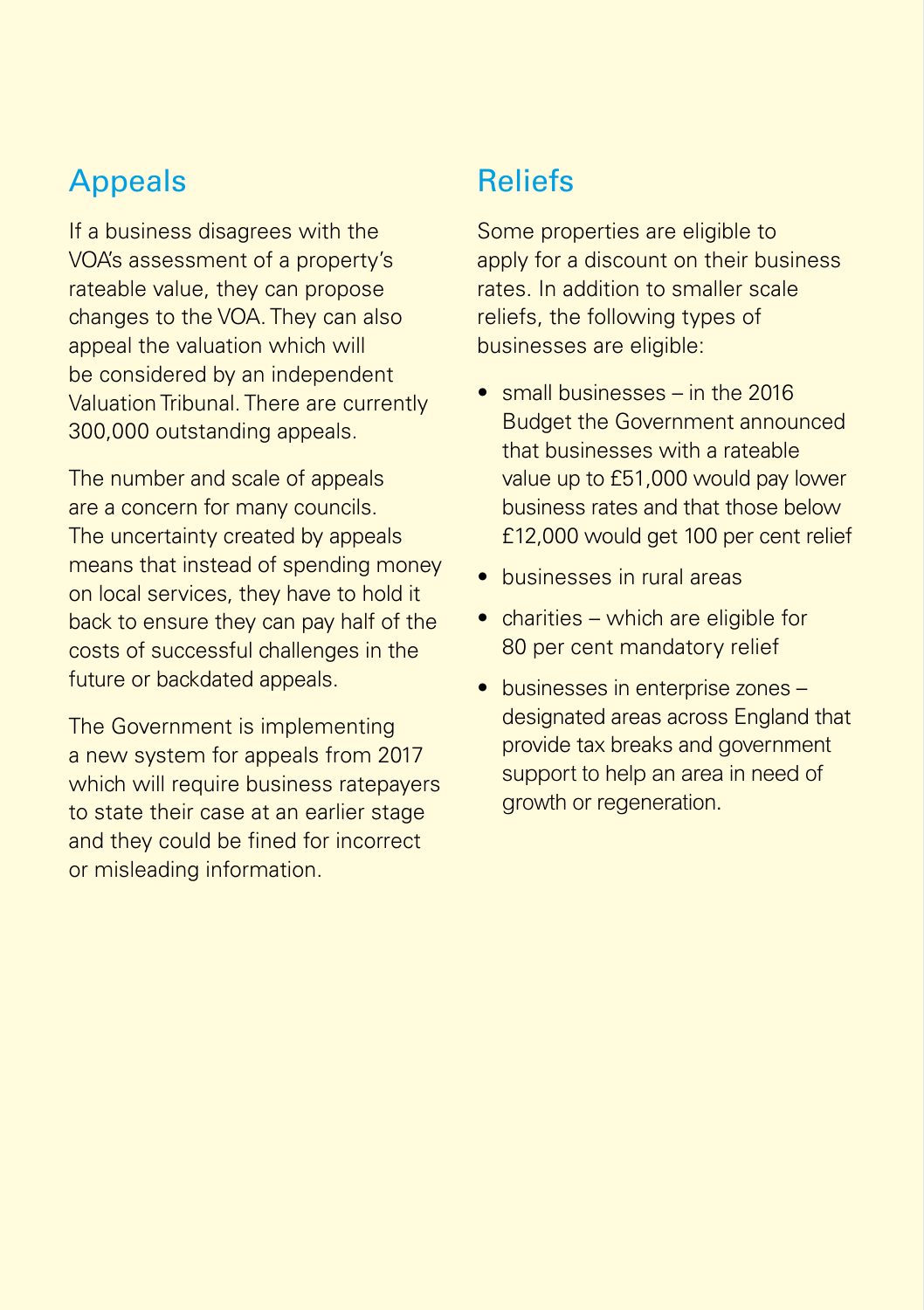## Appeals

If a business disagrees with the VOA's assessment of a property's rateable value, they can propose changes to the VOA. They can also appeal the valuation which will be considered by an independent Valuation Tribunal. There are currently 300,000 outstanding appeals.

The number and scale of appeals are a concern for many councils. The uncertainty created by appeals means that instead of spending money on local services, they have to hold it back to ensure they can pay half of the costs of successful challenges in the future or backdated appeals.

The Government is implementing a new system for appeals from 2017 which will require business ratepayers to state their case at an earlier stage and they could be fined for incorrect or misleading information.

## Reliefs

Some properties are eligible to apply for a discount on their business rates. In addition to smaller scale reliefs, the following types of businesses are eligible:

- small businesses – in the 2016 Budget the Government announced that businesses with a rateable value up to £51,000 would pay lower business rates and that those below £12,000 would get 100 per cent relief
- businesses in rural areas
- charities – which are eligible for 80 per cent mandatory relief
- businesses in enterprise zones – designated areas across England that provide tax breaks and government support to help an area in need of growth or regeneration.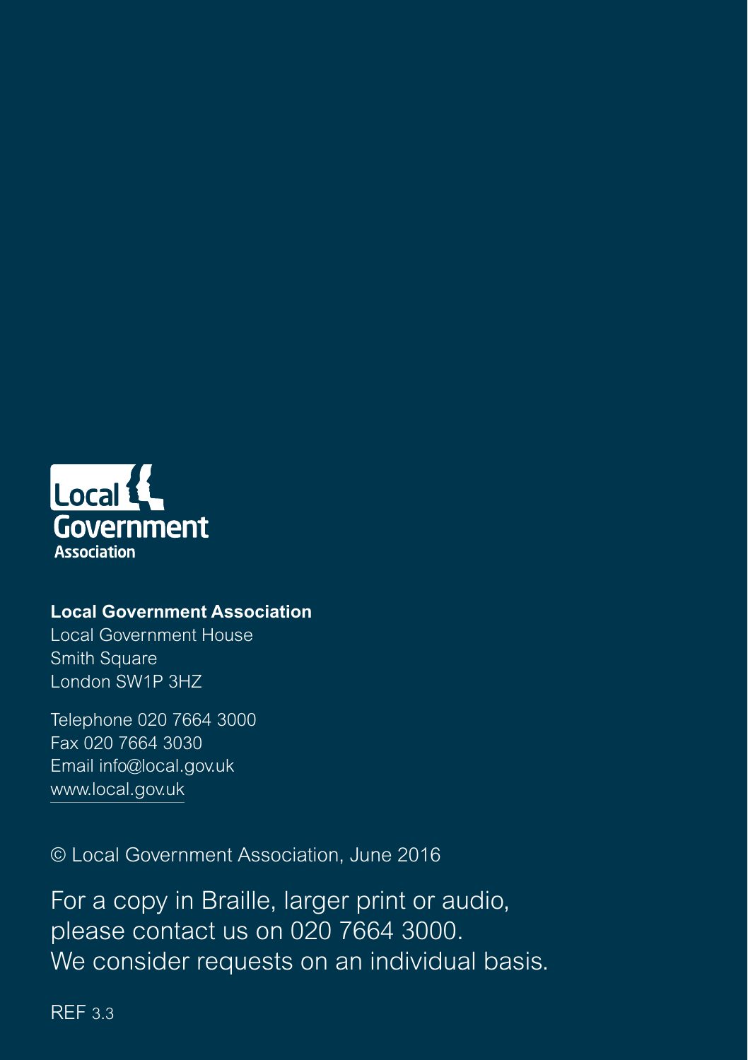Local Government Association

**Local Government Association**
Local Government House
Smith Square
London SW1P 3HZ

Telephone 020 7664 3000
Fax 020 7664 3030
Email info@local.gov.uk
www.local.gov.uk

© Local Government Association, June 2016

For a copy in Braille, larger print or audio, please contact us on 020 7664 3000. We consider requests on an individual basis.

REF 3.3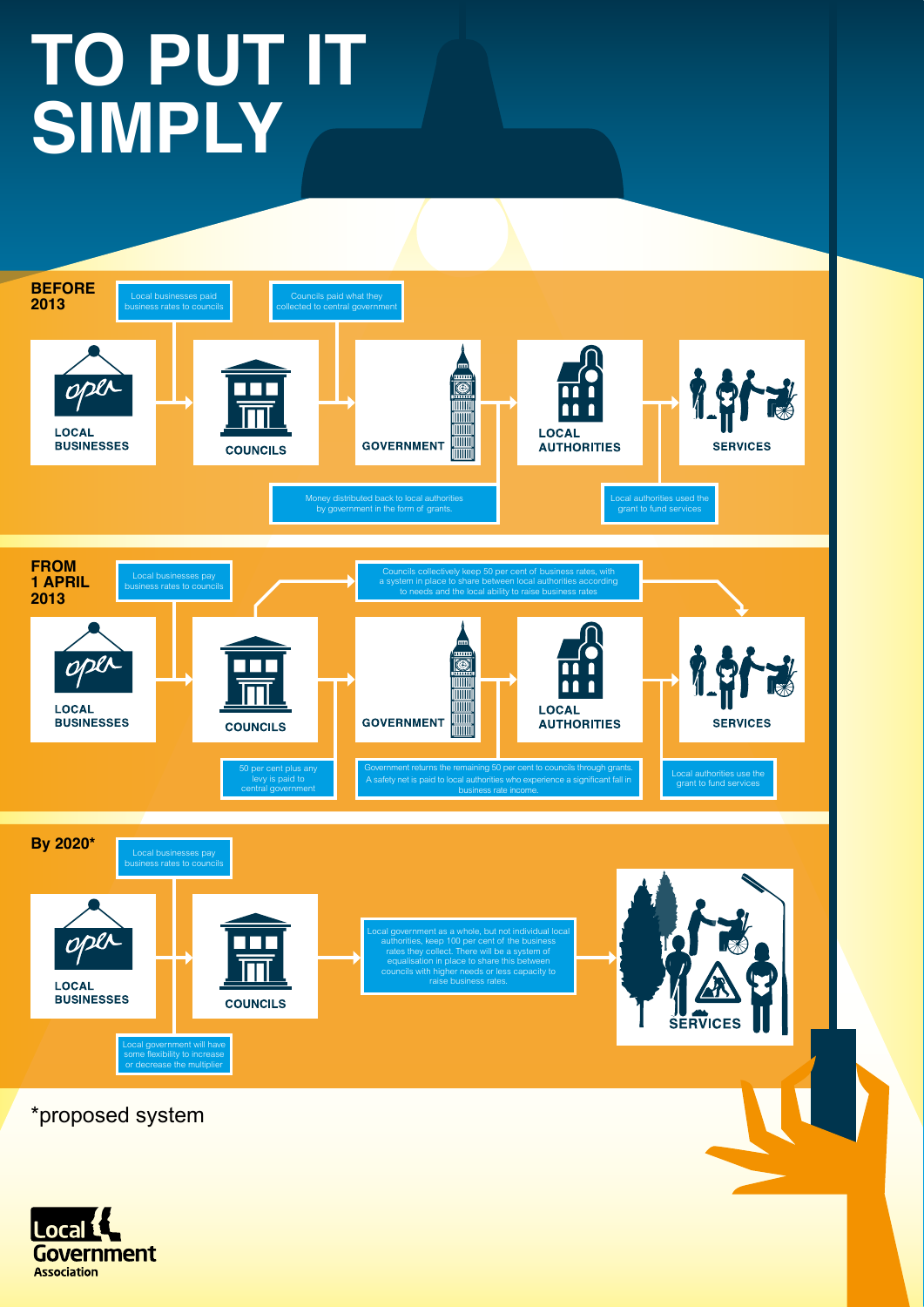# TO PUT IT SIMPLY

## BEFORE 2013

Local businesses paid business rates to councils

Councils paid what they collected to central government

LOCAL BUSINESSES

COUNCILS

GOVERNMENT

LOCAL AUTHORITIES

SERVICES

Money distributed back to local authorities by government in the form of grants.

Local authorities used the grant to fund services

## FROM 1 APRIL 2013

Local businesses pay business rates to councils

Councils collectively keep 50 per cent of business rates, with a system in place to share between local authorities according to needs and the local ability to raise business rates

LOCAL BUSINESSES

COUNCILS

GOVERNMENT

LOCAL AUTHORITIES

SERVICES

50 per cent plus any levy is paid to central government

Government returns the remaining 50 per cent to councils through grants. A safety net is paid to local authorities who experience a significant fall in business rate income.

Local authorities use the grant to fund services

## By 2020*

Local businesses pay business rates to councils

LOCAL BUSINESSES

COUNCILS

Local government as a whole, but not individual local authorities, keep 100 per cent of the business rates they collect. There will be a system of equalisation in place to share this between councils with higher needs or less capacity to raise business rates.

SERVICES

Local government will have some flexibility to increase or decrease the multiplier

*proposed system

Local Government Association